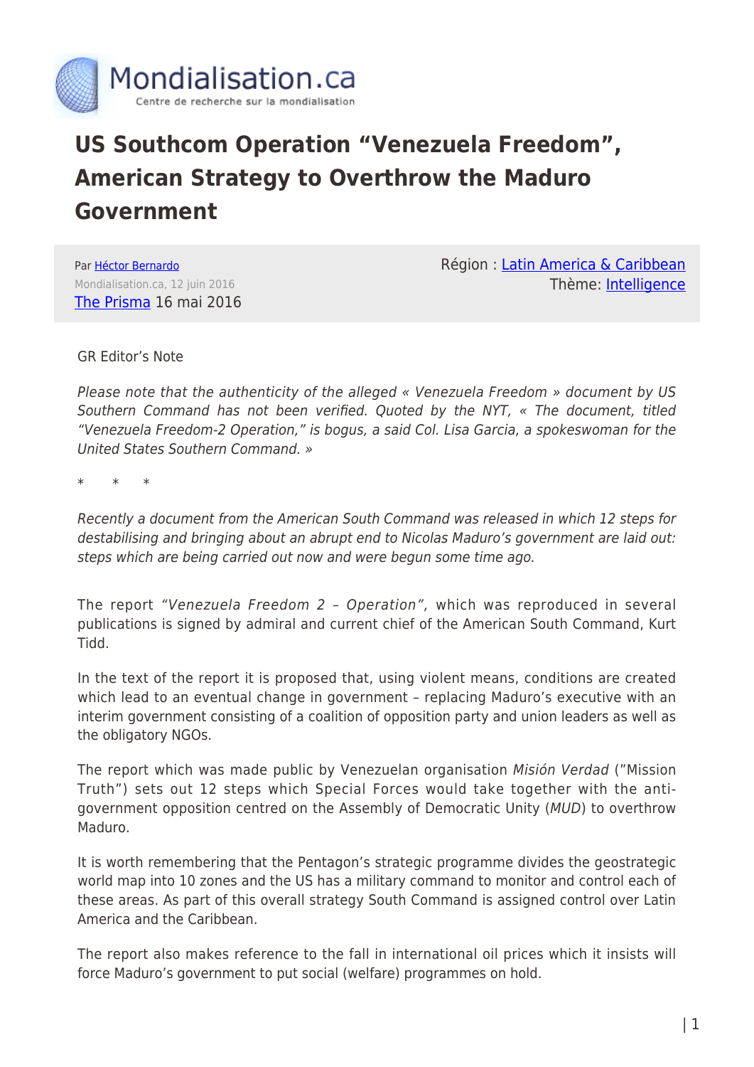Mondialisation.ca

Centre de recherche sur la mondialisation

# US Southcom Operation "Venezuela Freedom", American Strategy to Overthrow the Maduro Government

Par [Héctor Bernardo](#)
Mondialisation.ca, 12 juin 2016
[The Prisma](#) 16 mai 2016

Région : [Latin America & Caribbean](#)
Thème: [Intelligence](#)

GR Editor's Note

*Please note that the authenticity of the alleged « Venezuela Freedom » document by US Southern Command has not been verified. Quoted by the NYT, « The document, titled "Venezuela Freedom-2 Operation," is bogus, a said Col. Lisa Garcia, a spokeswoman for the United States Southern Command. »*

\*     \*     \*

*Recently a document from the American South Command was released in which 12 steps for destabilising and bringing about an abrupt end to Nicolas Maduro's government are laid out: steps which are being carried out now and were begun some time ago.*

The report *"Venezuela Freedom 2 – Operation"*, which was reproduced in several publications is signed by admiral and current chief of the American South Command, Kurt Tidd.

In the text of the report it is proposed that, using violent means, conditions are created which lead to an eventual change in government – replacing Maduro's executive with an interim government consisting of a coalition of opposition party and union leaders as well as the obligatory NGOs.

The report which was made public by Venezuelan organisation *Misión Verdad* ("Mission Truth") sets out 12 steps which Special Forces would take together with the anti-government opposition centred on the Assembly of Democratic Unity (*MUD*) to overthrow Maduro.

It is worth remembering that the Pentagon's strategic programme divides the geostrategic world map into 10 zones and the US has a military command to monitor and control each of these areas. As part of this overall strategy South Command is assigned control over Latin America and the Caribbean.

The report also makes reference to the fall in international oil prices which it insists will force Maduro's government to put social (welfare) programmes on hold.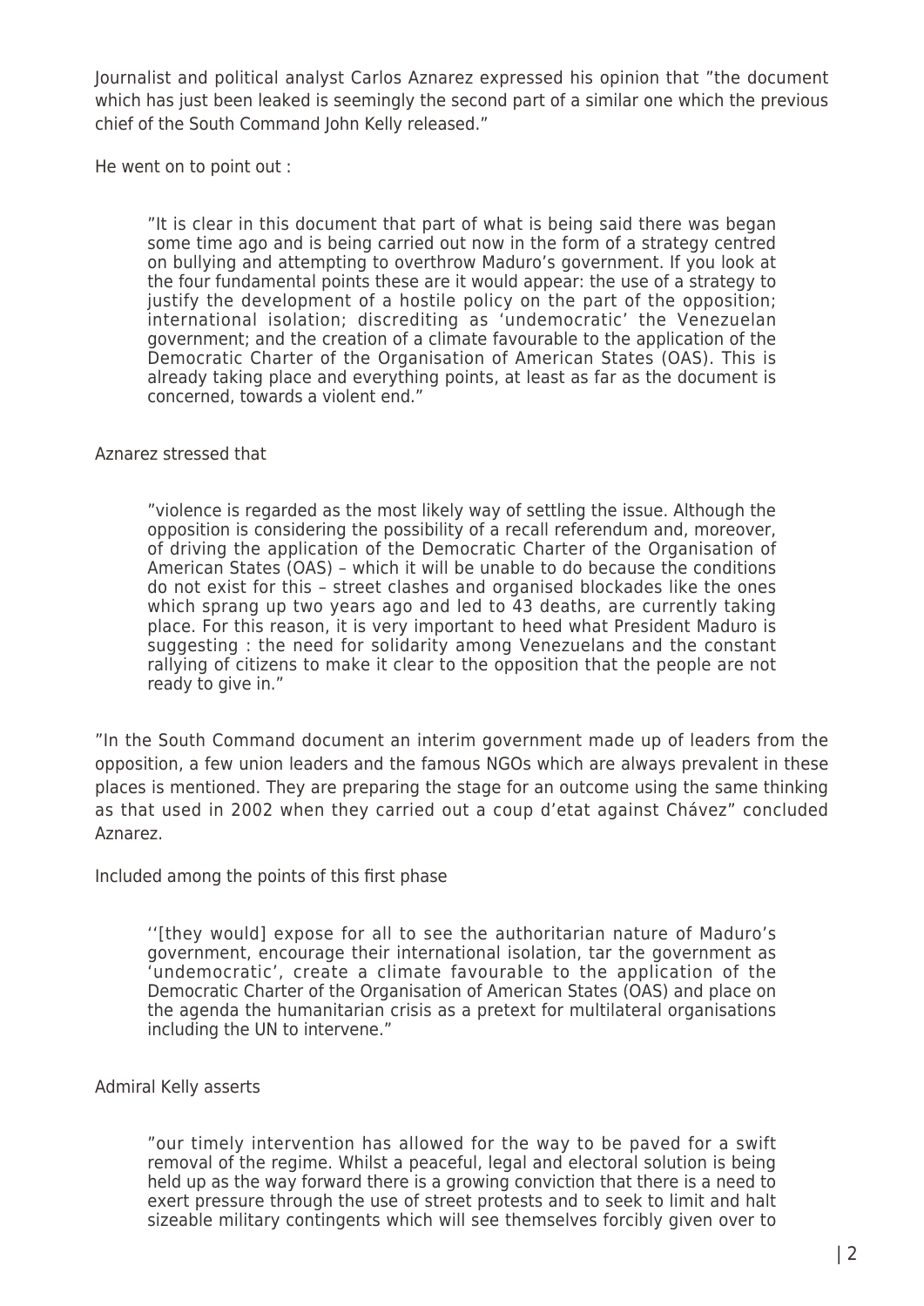Journalist and political analyst Carlos Aznarez expressed his opinion that "the document which has just been leaked is seemingly the second part of a similar one which the previous chief of the South Command John Kelly released."

He went on to point out :

> "It is clear in this document that part of what is being said there was began some time ago and is being carried out now in the form of a strategy centred on bullying and attempting to overthrow Maduro's government. If you look at the four fundamental points these are it would appear: the use of a strategy to justify the development of a hostile policy on the part of the opposition; international isolation; discrediting as 'undemocratic' the Venezuelan government; and the creation of a climate favourable to the application of the Democratic Charter of the Organisation of American States (OAS). This is already taking place and everything points, at least as far as the document is concerned, towards a violent end."

Aznarez stressed that

> "violence is regarded as the most likely way of settling the issue. Although the opposition is considering the possibility of a recall referendum and, moreover, of driving the application of the Democratic Charter of the Organisation of American States (OAS) – which it will be unable to do because the conditions do not exist for this – street clashes and organised blockades like the ones which sprang up two years ago and led to 43 deaths, are currently taking place. For this reason, it is very important to heed what President Maduro is suggesting : the need for solidarity among Venezuelans and the constant rallying of citizens to make it clear to the opposition that the people are not ready to give in."

"In the South Command document an interim government made up of leaders from the opposition, a few union leaders and the famous NGOs which are always prevalent in these places is mentioned. They are preparing the stage for an outcome using the same thinking as that used in 2002 when they carried out a coup d'etat against Chávez" concluded Aznarez.

Included among the points of this first phase

> ''[they would] expose for all to see the authoritarian nature of Maduro's government, encourage their international isolation, tar the government as 'undemocratic', create a climate favourable to the application of the Democratic Charter of the Organisation of American States (OAS) and place on the agenda the humanitarian crisis as a pretext for multilateral organisations including the UN to intervene."

Admiral Kelly asserts

> "our timely intervention has allowed for the way to be paved for a swift removal of the regime. Whilst a peaceful, legal and electoral solution is being held up as the way forward there is a growing conviction that there is a need to exert pressure through the use of street protests and to seek to limit and halt sizeable military contingents which will see themselves forcibly given over to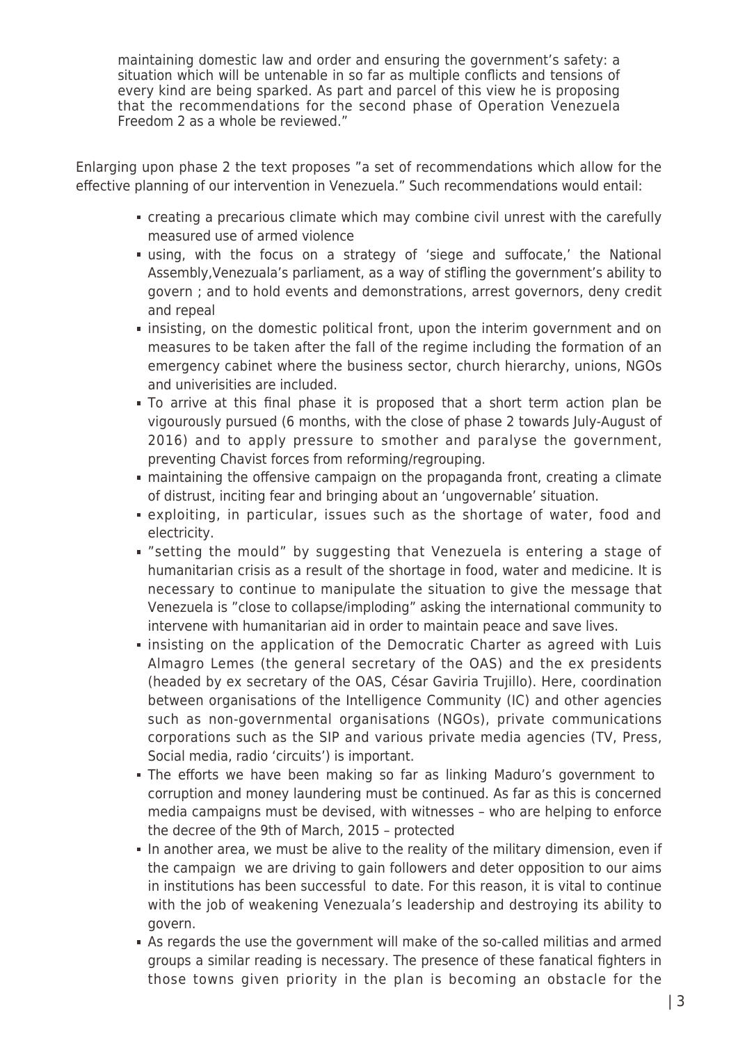maintaining domestic law and order and ensuring the government's safety: a situation which will be untenable in so far as multiple conflicts and tensions of every kind are being sparked. As part and parcel of this view he is proposing that the recommendations for the second phase of Operation Venezuela Freedom 2 as a whole be reviewed."

Enlarging upon phase 2 the text proposes "a set of recommendations which allow for the effective planning of our intervention in Venezuela." Such recommendations would entail:

- creating a precarious climate which may combine civil unrest with the carefully measured use of armed violence
- using, with the focus on a strategy of 'siege and suffocate,' the National Assembly,Venezuala's parliament, as a way of stifling the government's ability to govern ; and to hold events and demonstrations, arrest governors, deny credit and repeal
- insisting, on the domestic political front, upon the interim government and on measures to be taken after the fall of the regime including the formation of an emergency cabinet where the business sector, church hierarchy, unions, NGOs and univerisities are included.
- To arrive at this final phase it is proposed that a short term action plan be vigourously pursued (6 months, with the close of phase 2 towards July-August of 2016) and to apply pressure to smother and paralyse the government, preventing Chavist forces from reforming/regrouping.
- maintaining the offensive campaign on the propaganda front, creating a climate of distrust, inciting fear and bringing about an 'ungovernable' situation.
- exploiting, in particular, issues such as the shortage of water, food and electricity.
- "setting the mould" by suggesting that Venezuela is entering a stage of humanitarian crisis as a result of the shortage in food, water and medicine. It is necessary to continue to manipulate the situation to give the message that Venezuela is "close to collapse/imploding" asking the international community to intervene with humanitarian aid in order to maintain peace and save lives.
- insisting on the application of the Democratic Charter as agreed with Luis Almagro Lemes (the general secretary of the OAS) and the ex presidents (headed by ex secretary of the OAS, César Gaviria Trujillo). Here, coordination between organisations of the Intelligence Community (IC) and other agencies such as non-governmental organisations (NGOs), private communications corporations such as the SIP and various private media agencies (TV, Press, Social media, radio 'circuits') is important.
- The efforts we have been making so far as linking Maduro's government to corruption and money laundering must be continued. As far as this is concerned media campaigns must be devised, with witnesses – who are helping to enforce the decree of the 9th of March, 2015 – protected
- In another area, we must be alive to the reality of the military dimension, even if the campaign we are driving to gain followers and deter opposition to our aims in institutions has been successful to date. For this reason, it is vital to continue with the job of weakening Venezuala's leadership and destroying its ability to govern.
- As regards the use the government will make of the so-called militias and armed groups a similar reading is necessary. The presence of these fanatical fighters in those towns given priority in the plan is becoming an obstacle for the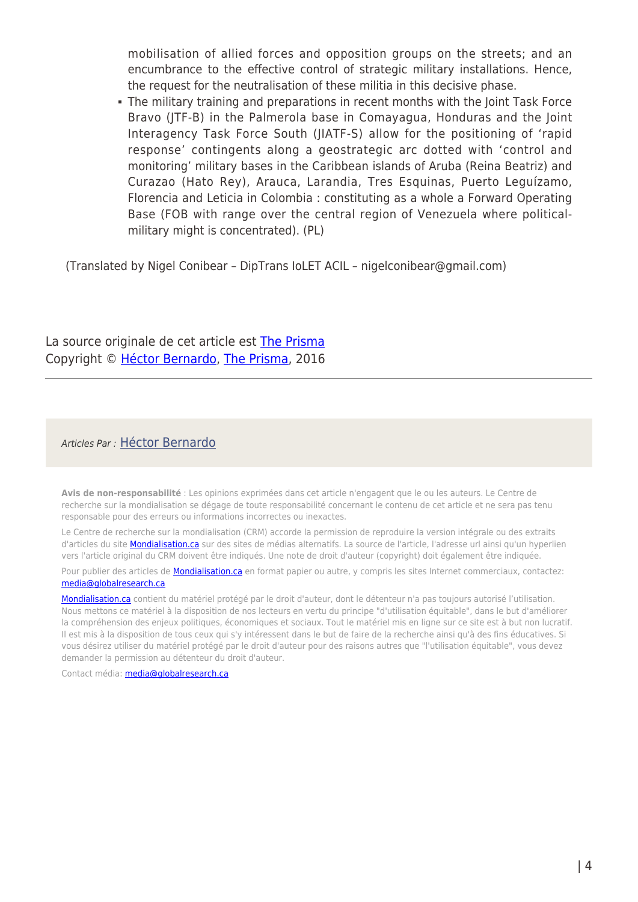mobilisation of allied forces and opposition groups on the streets; and an encumbrance to the effective control of strategic military installations. Hence, the request for the neutralisation of these militia in this decisive phase.

- The military training and preparations in recent months with the Joint Task Force Bravo (JTF-B) in the Palmerola base in Comayagua, Honduras and the Joint Interagency Task Force South (JIATF-S) allow for the positioning of 'rapid response' contingents along a geostrategic arc dotted with 'control and monitoring' military bases in the Caribbean islands of Aruba (Reina Beatriz) and Curazao (Hato Rey), Arauca, Larandia, Tres Esquinas, Puerto Leguízamo, Florencia and Leticia in Colombia : constituting as a whole a Forward Operating Base (FOB with range over the central region of Venezuela where political-military might is concentrated). (PL)

(Translated by Nigel Conibear – DipTrans IoLET ACIL – nigelconibear@gmail.com)

La source originale de cet article est The Prisma
Copyright © Héctor Bernardo, The Prisma, 2016

---

*Articles Par :* Héctor Bernardo

**Avis de non-responsabilité** : Les opinions exprimées dans cet article n'engagent que le ou les auteurs. Le Centre de recherche sur la mondialisation se dégage de toute responsabilité concernant le contenu de cet article et ne sera pas tenu responsable pour des erreurs ou informations incorrectes ou inexactes.

Le Centre de recherche sur la mondialisation (CRM) accorde la permission de reproduire la version intégrale ou des extraits d'articles du site Mondialisation.ca sur des sites de médias alternatifs. La source de l'article, l'adresse url ainsi qu'un hyperlien vers l'article original du CRM doivent être indiqués. Une note de droit d'auteur (copyright) doit également être indiquée.

Pour publier des articles de Mondialisation.ca en format papier ou autre, y compris les sites Internet commerciaux, contactez: media@globalresearch.ca

Mondialisation.ca contient du matériel protégé par le droit d'auteur, dont le détenteur n'a pas toujours autorisé l'utilisation. Nous mettons ce matériel à la disposition de nos lecteurs en vertu du principe "d'utilisation équitable", dans le but d'améliorer la compréhension des enjeux politiques, économiques et sociaux. Tout le matériel mis en ligne sur ce site est à but non lucratif. Il est mis à la disposition de tous ceux qui s'y intéressent dans le but de faire de la recherche ainsi qu'à des fins éducatives. Si vous désirez utiliser du matériel protégé par le droit d'auteur pour des raisons autres que "l'utilisation équitable", vous devez demander la permission au détenteur du droit d'auteur.

Contact média: media@globalresearch.ca